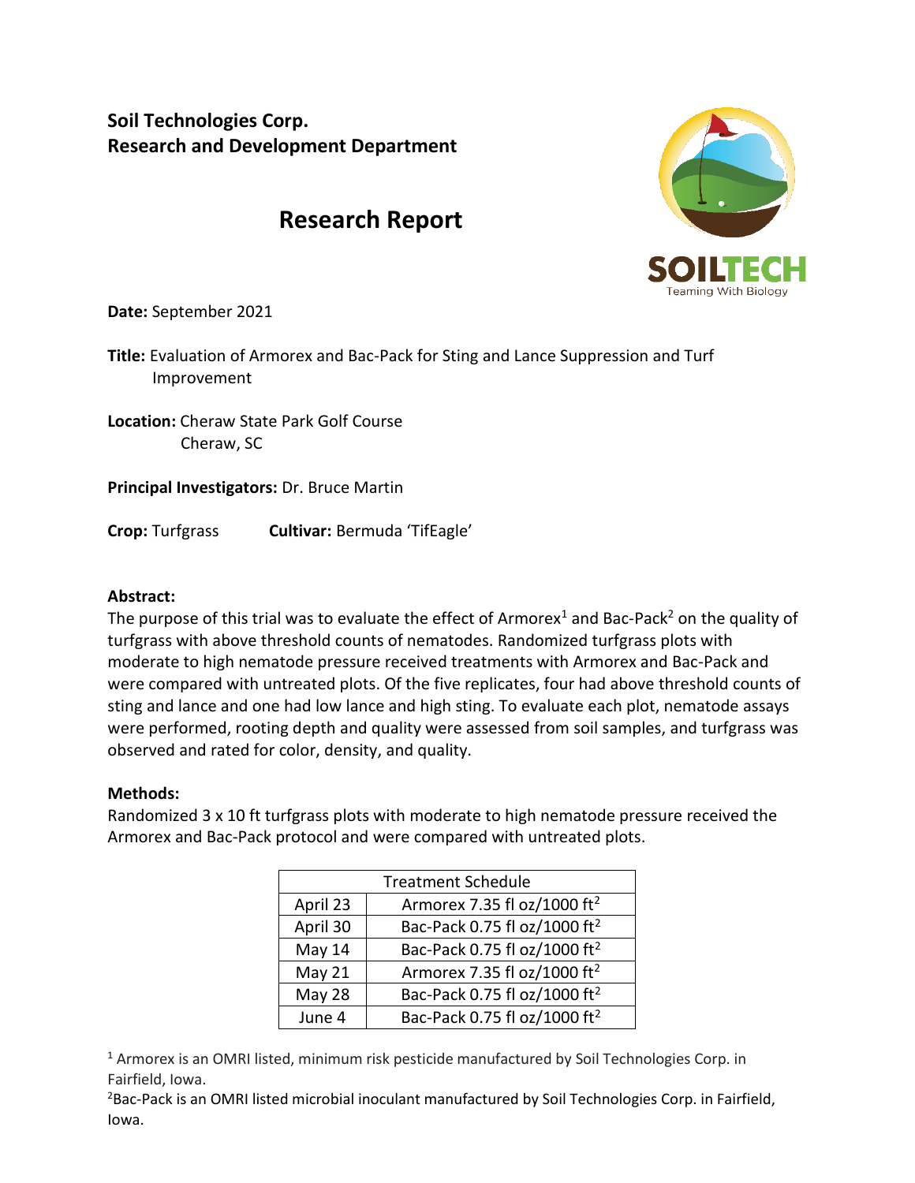**Soil Technologies Corp.**
**Research and Development Department**

# Research Report

**Date:** September 2021

**Title:** Evaluation of Armorex and Bac-Pack for Sting and Lance Suppression and Turf Improvement

**Location:** Cheraw State Park Golf Course
Cheraw, SC

**Principal Investigators:** Dr. Bruce Martin

**Crop:** Turfgrass **Cultivar:** Bermuda 'TifEagle'

**Abstract:**
The purpose of this trial was to evaluate the effect of Armorex[1] and Bac-Pack[2] on the quality of turfgrass with above threshold counts of nematodes. Randomized turfgrass plots with moderate to high nematode pressure received treatments with Armorex and Bac-Pack and were compared with untreated plots. Of the five replicates, four had above threshold counts of sting and lance and one had low lance and high sting. To evaluate each plot, nematode assays were performed, rooting depth and quality were assessed from soil samples, and turfgrass was observed and rated for color, density, and quality.

**Methods:**
Randomized 3 x 10 ft turfgrass plots with moderate to high nematode pressure received the Armorex and Bac-Pack protocol and were compared with untreated plots.

| Treatment Schedule | |
|---|---|
| April 23 | Armorex 7.35 fl oz/1000 $ft^2$ |
| April 30 | Bac-Pack 0.75 fl oz/1000 $ft^2$ |
| May 14 | Bac-Pack 0.75 fl oz/1000 $ft^2$ |
| May 21 | Armorex 7.35 fl oz/1000 $ft^2$ |
| May 28 | Bac-Pack 0.75 fl oz/1000 $ft^2$ |
| June 4 | Bac-Pack 0.75 fl oz/1000 $ft^2$ |

[1] Armorex is an OMRI listed, minimum risk pesticide manufactured by Soil Technologies Corp. in Fairfield, Iowa.

[2] Bac-Pack is an OMRI listed microbial inoculant manufactured by Soil Technologies Corp. in Fairfield, Iowa.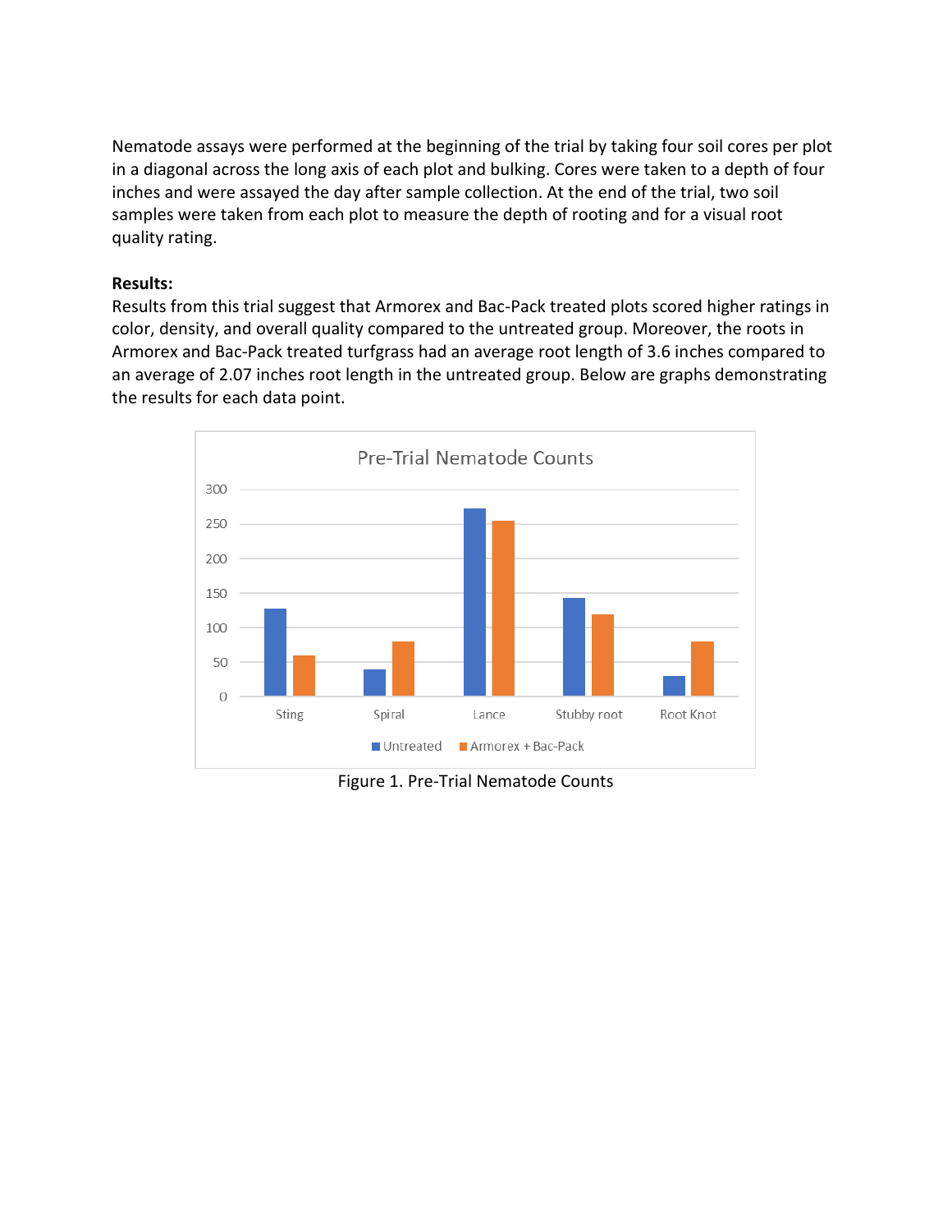Nematode assays were performed at the beginning of the trial by taking four soil cores per plot in a diagonal across the long axis of each plot and bulking. Cores were taken to a depth of four inches and were assayed the day after sample collection. At the end of the trial, two soil samples were taken from each plot to measure the depth of rooting and for a visual root quality rating.

**Results:**

Results from this trial suggest that Armorex and Bac-Pack treated plots scored higher ratings in color, density, and overall quality compared to the untreated group. Moreover, the roots in Armorex and Bac-Pack treated turfgrass had an average root length of 3.6 inches compared to an average of 2.07 inches root length in the untreated group. Below are graphs demonstrating the results for each data point.

Figure 1. Pre-Trial Nematode Counts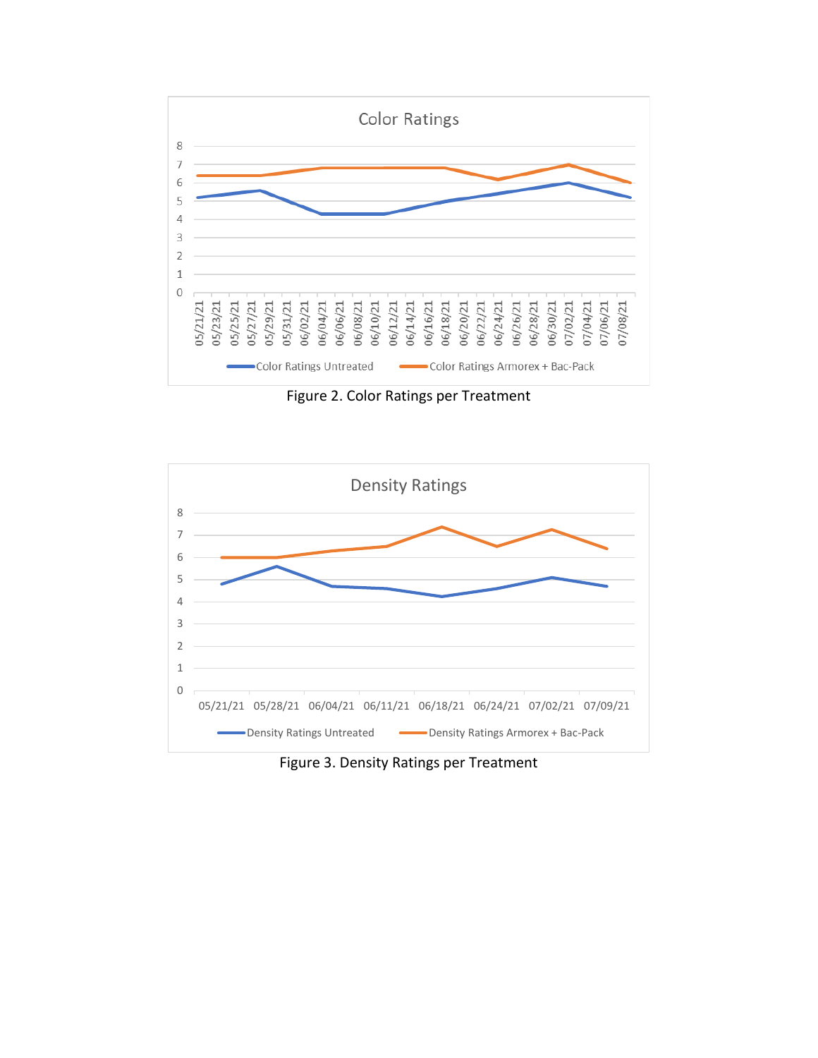Figure 2. Color Ratings per Treatment

Figure 3. Density Ratings per Treatment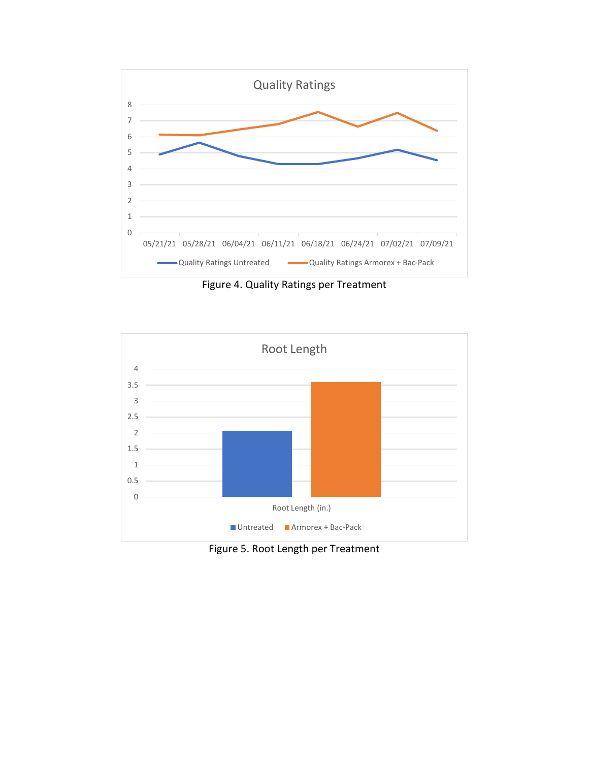Figure 4. Quality Ratings per Treatment

Figure 5. Root Length per Treatment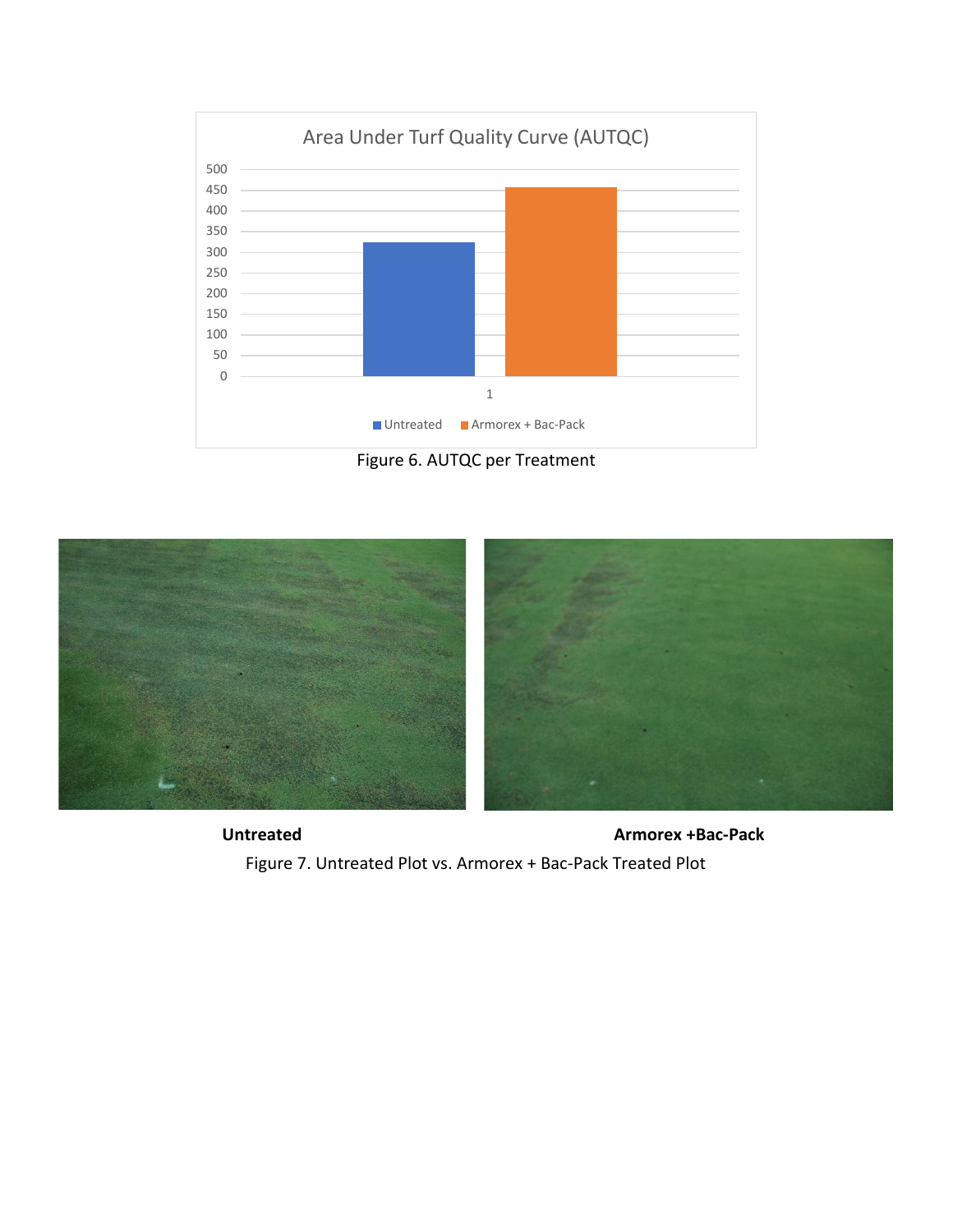Figure 6. AUTQC per Treatment

**Untreated** **Armorex +Bac-Pack**

Figure 7. Untreated Plot vs. Armorex + Bac-Pack Treated Plot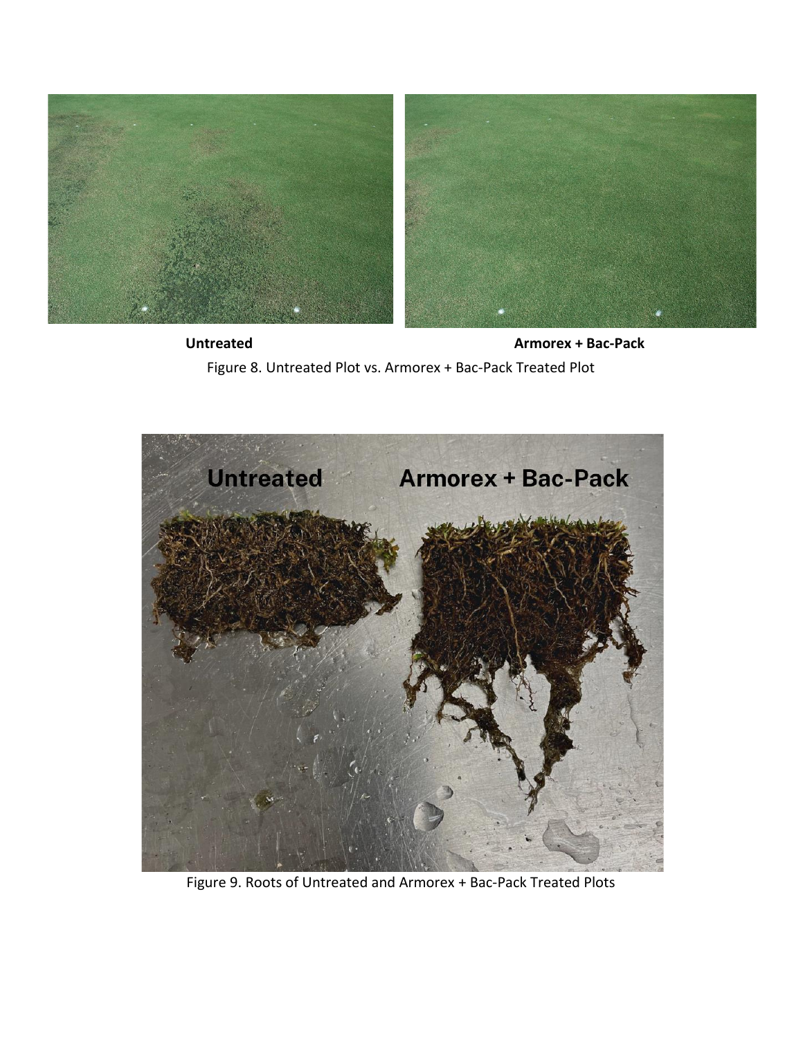**Untreated** **Armorex + Bac-Pack**

Figure 8. Untreated Plot vs. Armorex + Bac-Pack Treated Plot

Figure 9. Roots of Untreated and Armorex + Bac-Pack Treated Plots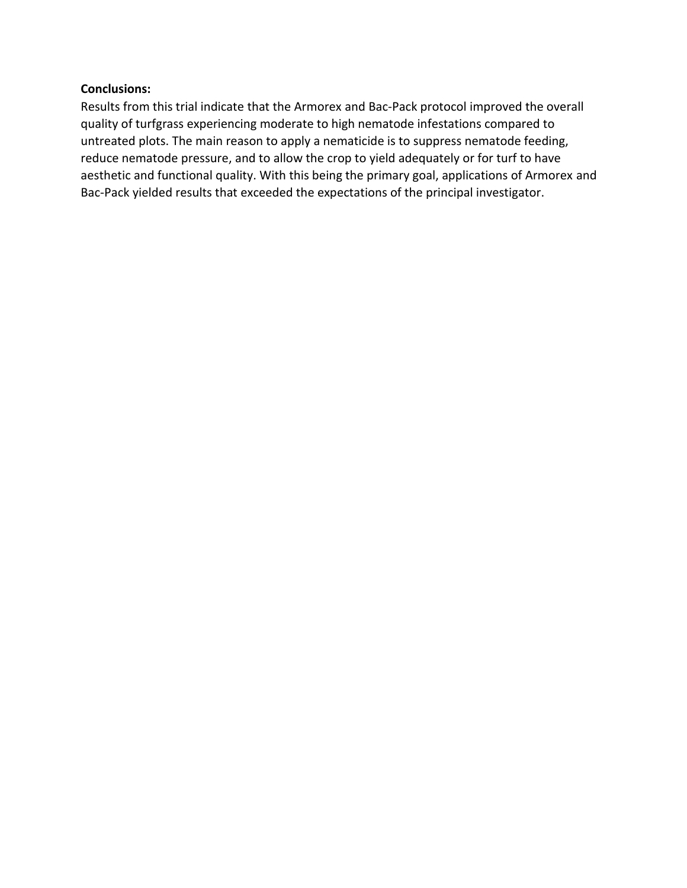**Conclusions:**

Results from this trial indicate that the Armorex and Bac-Pack protocol improved the overall quality of turfgrass experiencing moderate to high nematode infestations compared to untreated plots. The main reason to apply a nematicide is to suppress nematode feeding, reduce nematode pressure, and to allow the crop to yield adequately or for turf to have aesthetic and functional quality. With this being the primary goal, applications of Armorex and Bac-Pack yielded results that exceeded the expectations of the principal investigator.